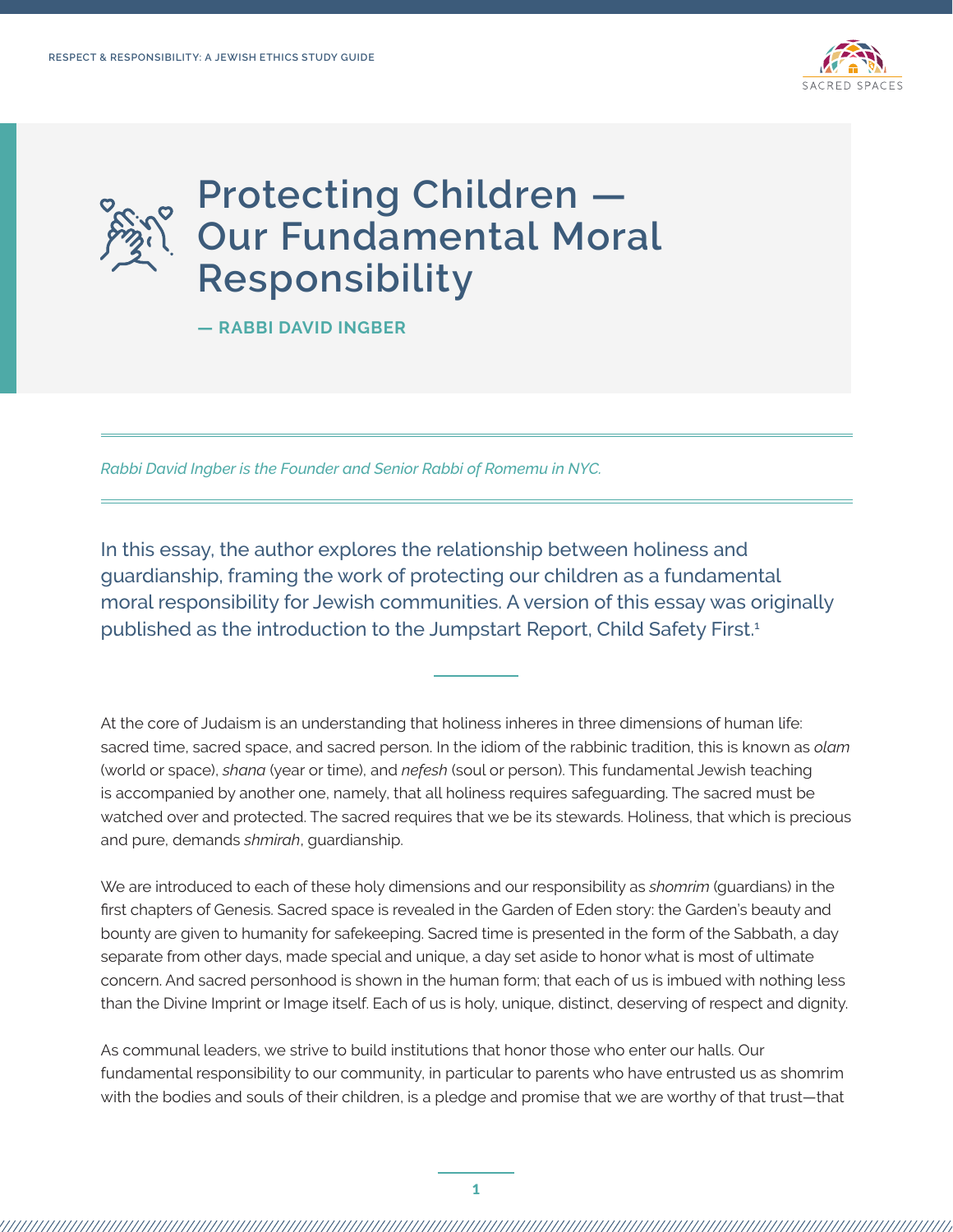# Protecting Children — Our Fundamental Moral Responsibility

**— RABBI DAVID INGBER**

*Rabbi David Ingber is the Founder and Senior Rabbi of Romemu in NYC.*

In this essay, the author explores the relationship between holiness and guardianship, framing the work of protecting our children as a fundamental moral responsibility for Jewish communities. A version of this essay was originally published as the introduction to the Jumpstart Report, Child Safety First.[1]

At the core of Judaism is an understanding that holiness inheres in three dimensions of human life: sacred time, sacred space, and sacred person. In the idiom of the rabbinic tradition, this is known as *olam* (world or space), *shana* (year or time), and *nefesh* (soul or person). This fundamental Jewish teaching is accompanied by another one, namely, that all holiness requires safeguarding. The sacred must be watched over and protected. The sacred requires that we be its stewards. Holiness, that which is precious and pure, demands *shmirah*, guardianship.

We are introduced to each of these holy dimensions and our responsibility as *shomrim* (guardians) in the first chapters of Genesis. Sacred space is revealed in the Garden of Eden story: the Garden's beauty and bounty are given to humanity for safekeeping. Sacred time is presented in the form of the Sabbath, a day separate from other days, made special and unique, a day set aside to honor what is most of ultimate concern. And sacred personhood is shown in the human form; that each of us is imbued with nothing less than the Divine Imprint or Image itself. Each of us is holy, unique, distinct, deserving of respect and dignity.

As communal leaders, we strive to build institutions that honor those who enter our halls. Our fundamental responsibility to our community, in particular to parents who have entrusted us as shomrim with the bodies and souls of their children, is a pledge and promise that we are worthy of that trust—that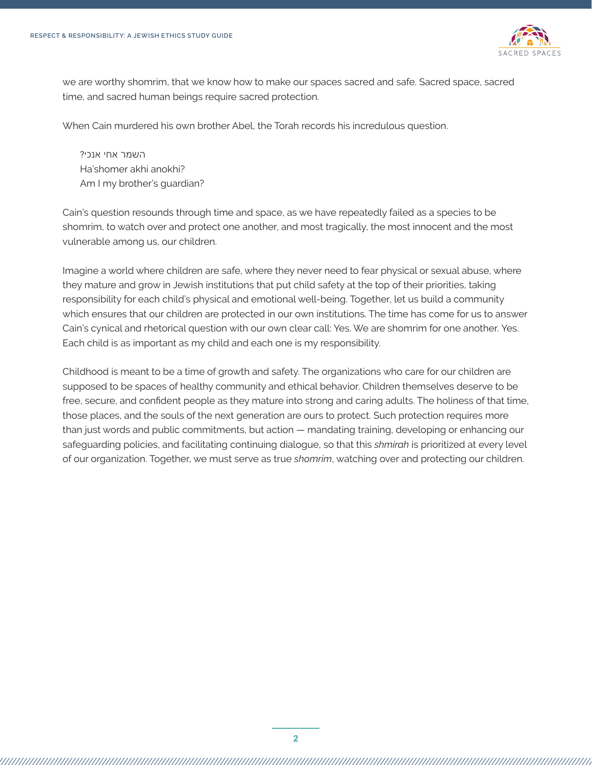we are worthy shomrim, that we know how to make our spaces sacred and safe. Sacred space, sacred time, and sacred human beings require sacred protection.

When Cain murdered his own brother Abel, the Torah records his incredulous question.

> השמר אחי אנכי?
> Ha'shomer akhi anokhi?
> Am I my brother's guardian?

Cain's question resounds through time and space, as we have repeatedly failed as a species to be shomrim, to watch over and protect one another, and most tragically, the most innocent and the most vulnerable among us, our children.

Imagine a world where children are safe, where they never need to fear physical or sexual abuse, where they mature and grow in Jewish institutions that put child safety at the top of their priorities, taking responsibility for each child's physical and emotional well-being. Together, let us build a community which ensures that our children are protected in our own institutions. The time has come for us to answer Cain's cynical and rhetorical question with our own clear call: Yes. We are shomrim for one another. Yes. Each child is as important as my child and each one is my responsibility.

Childhood is meant to be a time of growth and safety. The organizations who care for our children are supposed to be spaces of healthy community and ethical behavior. Children themselves deserve to be free, secure, and confident people as they mature into strong and caring adults. The holiness of that time, those places, and the souls of the next generation are ours to protect. Such protection requires more than just words and public commitments, but action — mandating training, developing or enhancing our safeguarding policies, and facilitating continuing dialogue, so that this *shmirah* is prioritized at every level of our organization. Together, we must serve as true *shomrim*, watching over and protecting our children.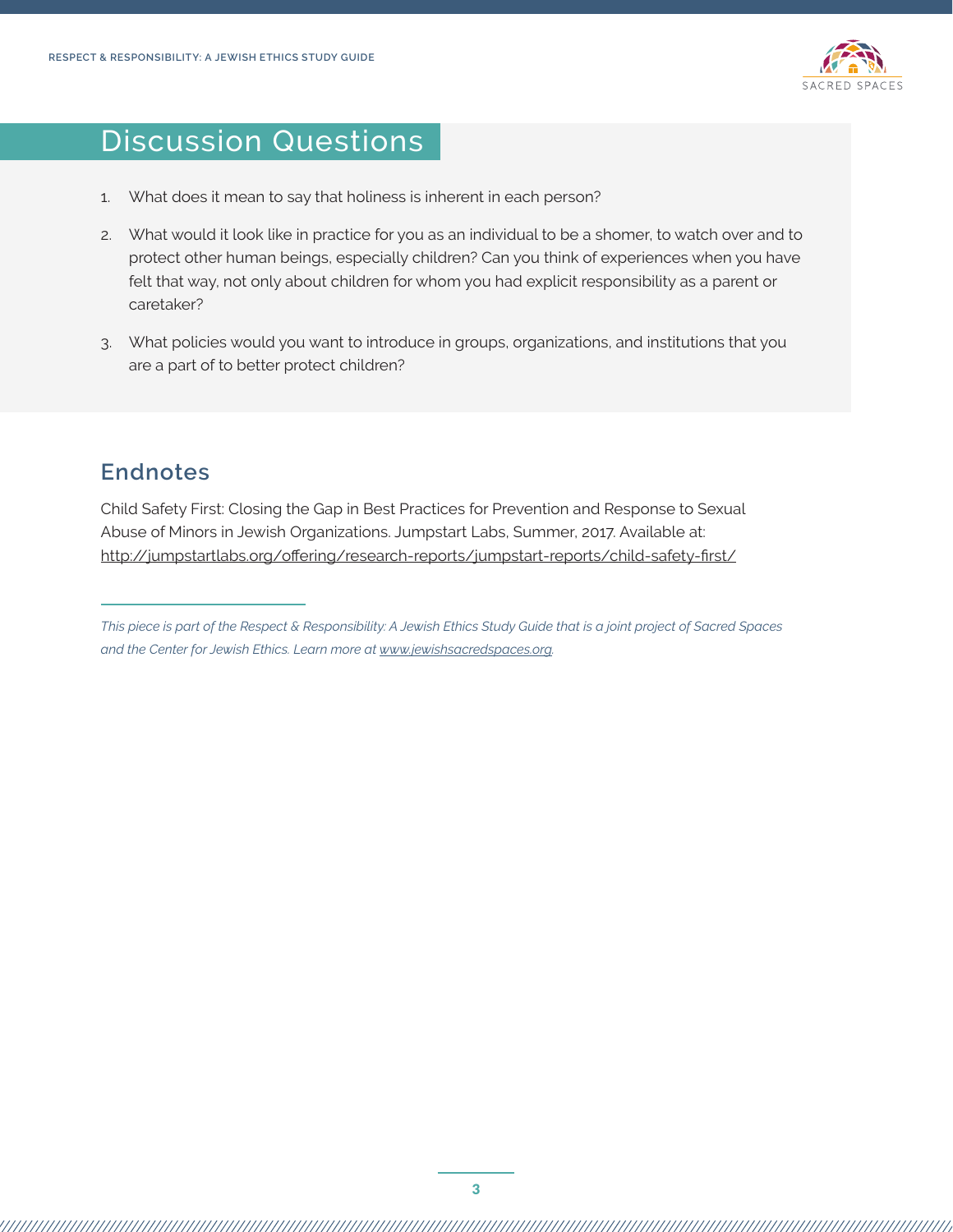## Discussion Questions

1. What does it mean to say that holiness is inherent in each person?
2. What would it look like in practice for you as an individual to be a shomer, to watch over and to protect other human beings, especially children? Can you think of experiences when you have felt that way, not only about children for whom you had explicit responsibility as a parent or caretaker?
3. What policies would you want to introduce in groups, organizations, and institutions that you are a part of to better protect children?

## Endnotes

Child Safety First: Closing the Gap in Best Practices for Prevention and Response to Sexual Abuse of Minors in Jewish Organizations. Jumpstart Labs, Summer, 2017. Available at: http://jumpstartlabs.org/offering/research-reports/jumpstart-reports/child-safety-first/

---

*This piece is part of the Respect & Responsibility: A Jewish Ethics Study Guide that is a joint project of Sacred Spaces and the Center for Jewish Ethics. Learn more at www.jewishsacredspaces.org.*